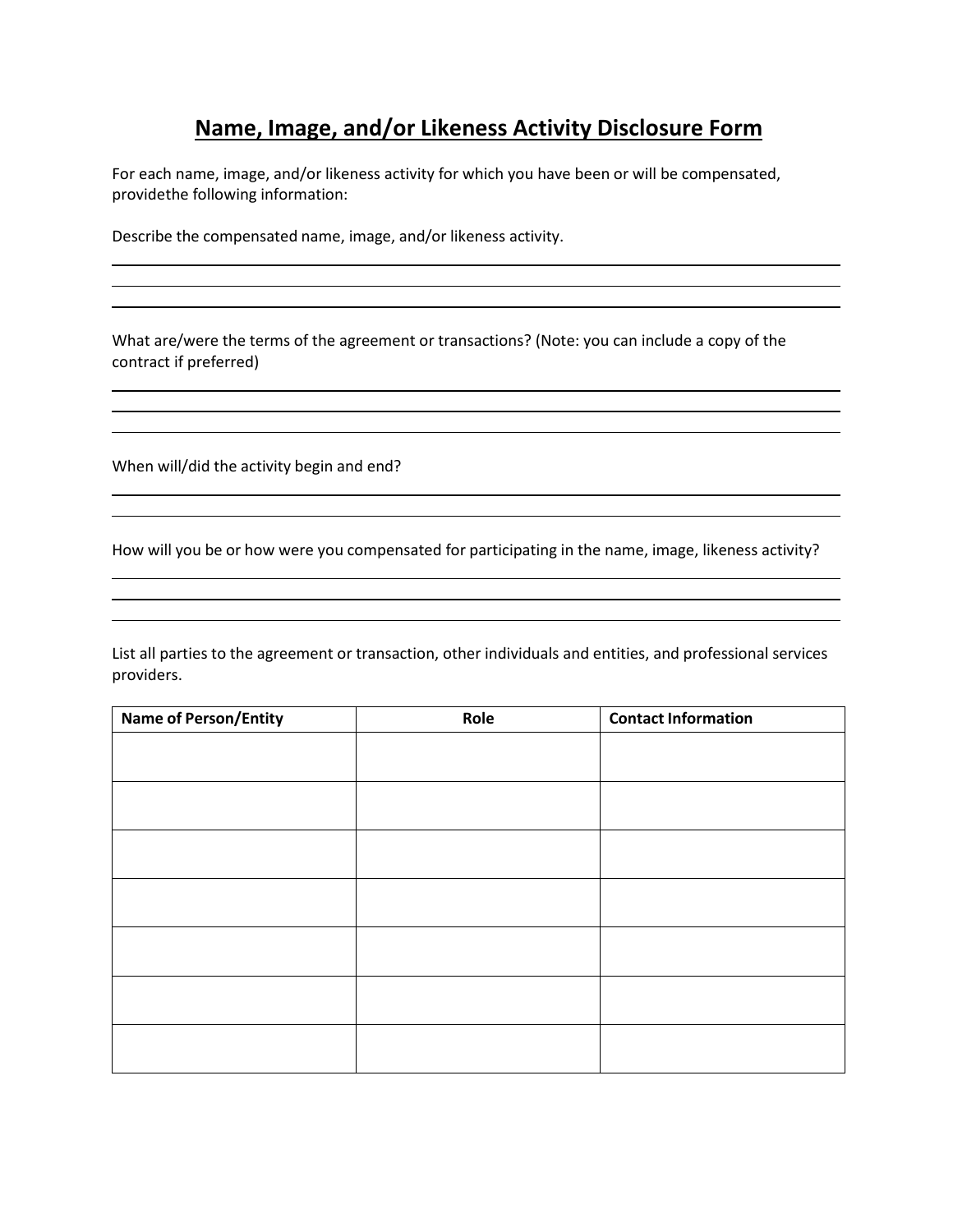# Name, Image, and/or Likeness Activity Disclosure Form

For each name, image, and/or likeness activity for which you have been or will be compensated, providethe following information:

Describe the compensated name, image, and/or likeness activity.

What are/were the terms of the agreement or transactions? (Note: you can include a copy of the contract if preferred)

When will/did the activity begin and end?

How will you be or how were you compensated for participating in the name, image, likeness activity?

List all parties to the agreement or transaction, other individuals and entities, and professional services providers.

| Name of Person/Entity | Role | Contact Information |
|---|---|---|
| | | |
| | | |
| | | |
| | | |
| | | |
| | | |
| | | |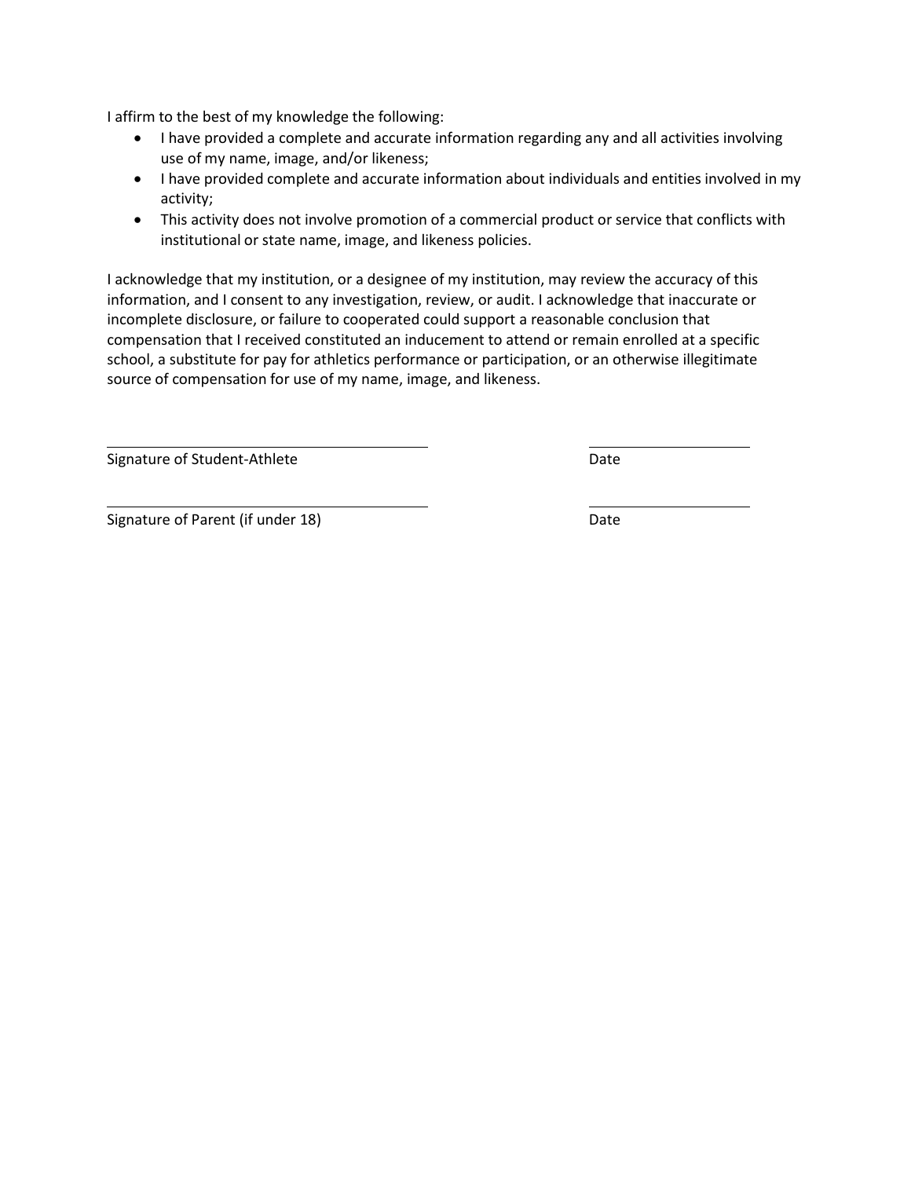I affirm to the best of my knowledge the following:

- I have provided a complete and accurate information regarding any and all activities involving use of my name, image, and/or likeness;
- I have provided complete and accurate information about individuals and entities involved in my activity;
- This activity does not involve promotion of a commercial product or service that conflicts with institutional or state name, image, and likeness policies.

I acknowledge that my institution, or a designee of my institution, may review the accuracy of this information, and I consent to any investigation, review, or audit. I acknowledge that inaccurate or incomplete disclosure, or failure to cooperated could support a reasonable conclusion that compensation that I received constituted an inducement to attend or remain enrolled at a specific school, a substitute for pay for athletics performance or participation, or an otherwise illegitimate source of compensation for use of my name, image, and likeness.

\_\_\_\_\_\_\_\_\_\_\_\_\_\_\_\_\_\_\_\_\_\_\_\_\_\_\_\_\_\_\_\_\_\_\_\_\_\_\_ \_\_\_\_\_\_\_\_\_\_\_\_\_\_\_\_\_\_\_\_

Signature of Student-Athlete Date

\_\_\_\_\_\_\_\_\_\_\_\_\_\_\_\_\_\_\_\_\_\_\_\_\_\_\_\_\_\_\_\_\_\_\_\_\_\_\_ \_\_\_\_\_\_\_\_\_\_\_\_\_\_\_\_\_\_\_\_

Signature of Parent (if under 18) Date